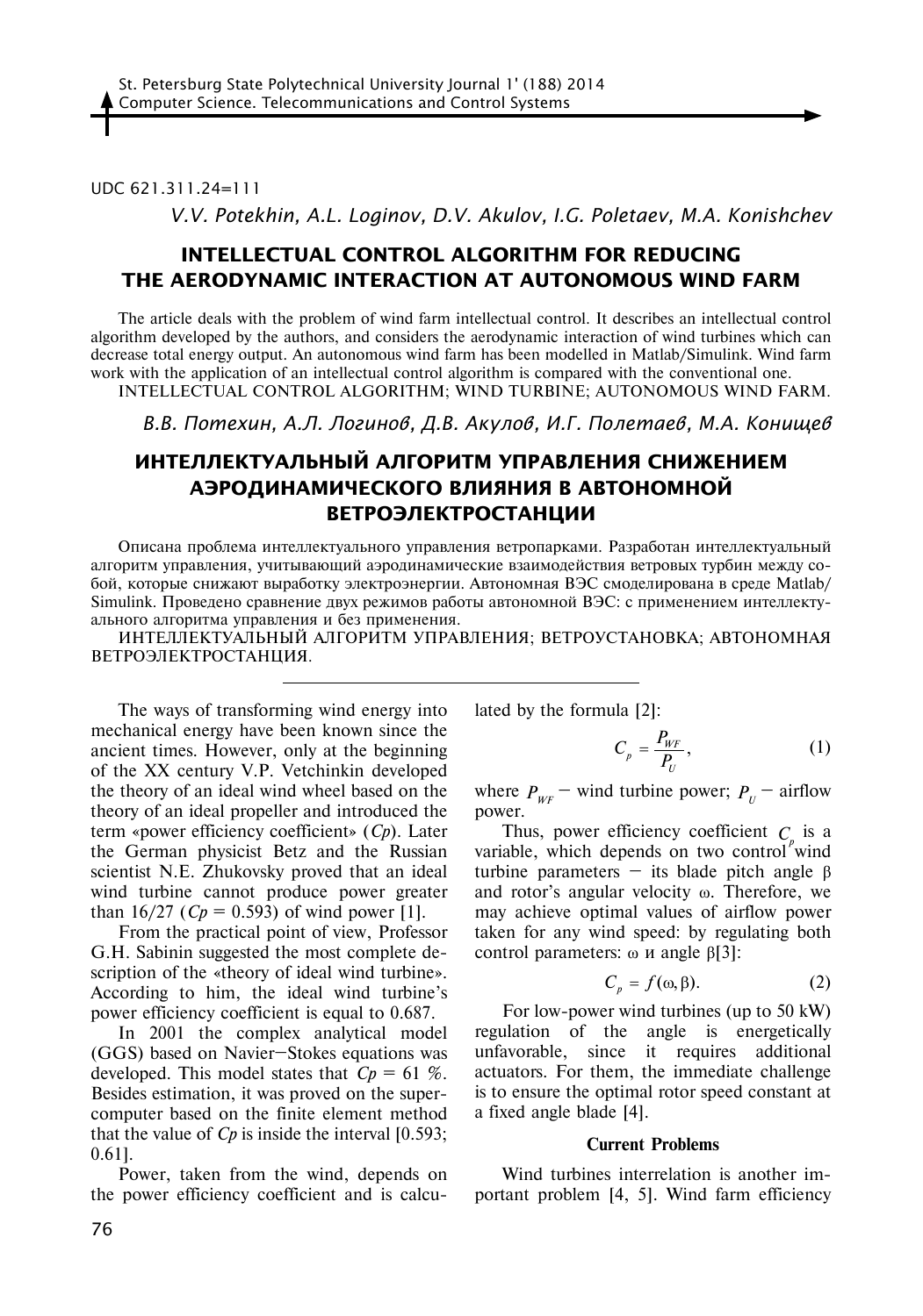UDC 621.311.24=111

*V.V. Potekhin, A.L. Loginov, D.V. Akulov, I.G. Poletaev, M.A. Konishchev*

# INTELLECTUAL CONTROL ALGORITHM FOR REDUCING THE AERODYNAMIC INTERACTION AT AUTONOMOUS WIND FARM

The article deals with the problem of wind farm intellectual control. It describes an intellectual control algorithm developed by the authors, and considers the aerodynamic interaction of wind turbines which can decrease total energy output. An autonomous wind farm has been modelled in Matlab/Simulink. Wind farm work with the application of an intellectual control algorithm is compared with the conventional one.

INTELLECTUAL CONTROL ALGORITHM; WIND TURBINE; AUTONOMOUS WIND FARM.

*В.В. Потехин, А.Л. Логинов, Д.В. Акулов, И.Г. Полетаев, М.А. Конищев*

# ИНТЕЛЛЕКТУАЛЬНЫЙ АЛГОРИТМ УПРАВЛЕНИЯ СНИЖЕНИЕМ АЭРОДИНАМИЧЕСКОГО ВЛИЯНИЯ В АВТОНОМНОЙ ВЕТРОЭЛЕКТРОСТАНЦИИ

Описана проблема интеллектуального управления ветропарками. Разработан интеллектуальный алгоритм управления, учитывающий аэродинамические взаимодействия ветровых турбин между собой, которые снижают выработку электроэнергии. Автономная ВЭС смоделирована в среде Matlab/Simulink. Проведено сравнение двух режимов работы автономной ВЭС: с применением интеллектуального алгоритма управления и без применения.

ИНТЕЛЛЕКТУАЛЬНЫЙ АЛГОРИТМ УПРАВЛЕНИЯ; ВЕТРОУСТАНОВКА; АВТОНОМНАЯ ВЕТРОЭЛЕКТРОСТАНЦИЯ.

---

The ways of transforming wind energy into mechanical energy have been known since the ancient times. However, only at the beginning of the XX century V.P. Vetchinkin developed the theory of an ideal wind wheel based on the theory of an ideal propeller and introduced the term «power efficiency coefficient» (*Cp*). Later the German physicist Betz and the Russian scientist N.E. Zhukovsky proved that an ideal wind turbine cannot produce power greater than 16/27 ($Cp = 0.593$) of wind power [1].

From the practical point of view, Professor G.H. Sabinin suggested the most complete description of the «theory of ideal wind turbine». According to him, the ideal wind turbine's power efficiency coefficient is equal to 0.687.

In 2001 the complex analytical model (GGS) based on Navier–Stokes equations was developed. This model states that $Cp = 61$ %. Besides estimation, it was proved on the supercomputer based on the finite element method that the value of *Cp* is inside the interval [0.593; 0.61].

Power, taken from the wind, depends on the power efficiency coefficient and is calculated by the formula [2]:

$$C_p = \frac{P_{WF}}{P_U}, \tag{1}$$

where $P_{WF}$ – wind turbine power; $P_U$ – airflow power.

Thus, power efficiency coefficient $C_p$ is a variable, which depends on two control wind turbine parameters – its blade pitch angle $\beta$ and rotor's angular velocity $\omega$. Therefore, we may achieve optimal values of airflow power taken for any wind speed: by regulating both control parameters: $\omega$ и angle $\beta$[3]:

$$C_p = f(\omega, \beta). \tag{2}$$

For low-power wind turbines (up to 50 kW) regulation of the angle is energetically unfavorable, since it requires additional actuators. For them, the immediate challenge is to ensure the optimal rotor speed constant at a fixed angle blade [4].

### Current Problems

Wind turbines interrelation is another important problem [4, 5]. Wind farm efficiency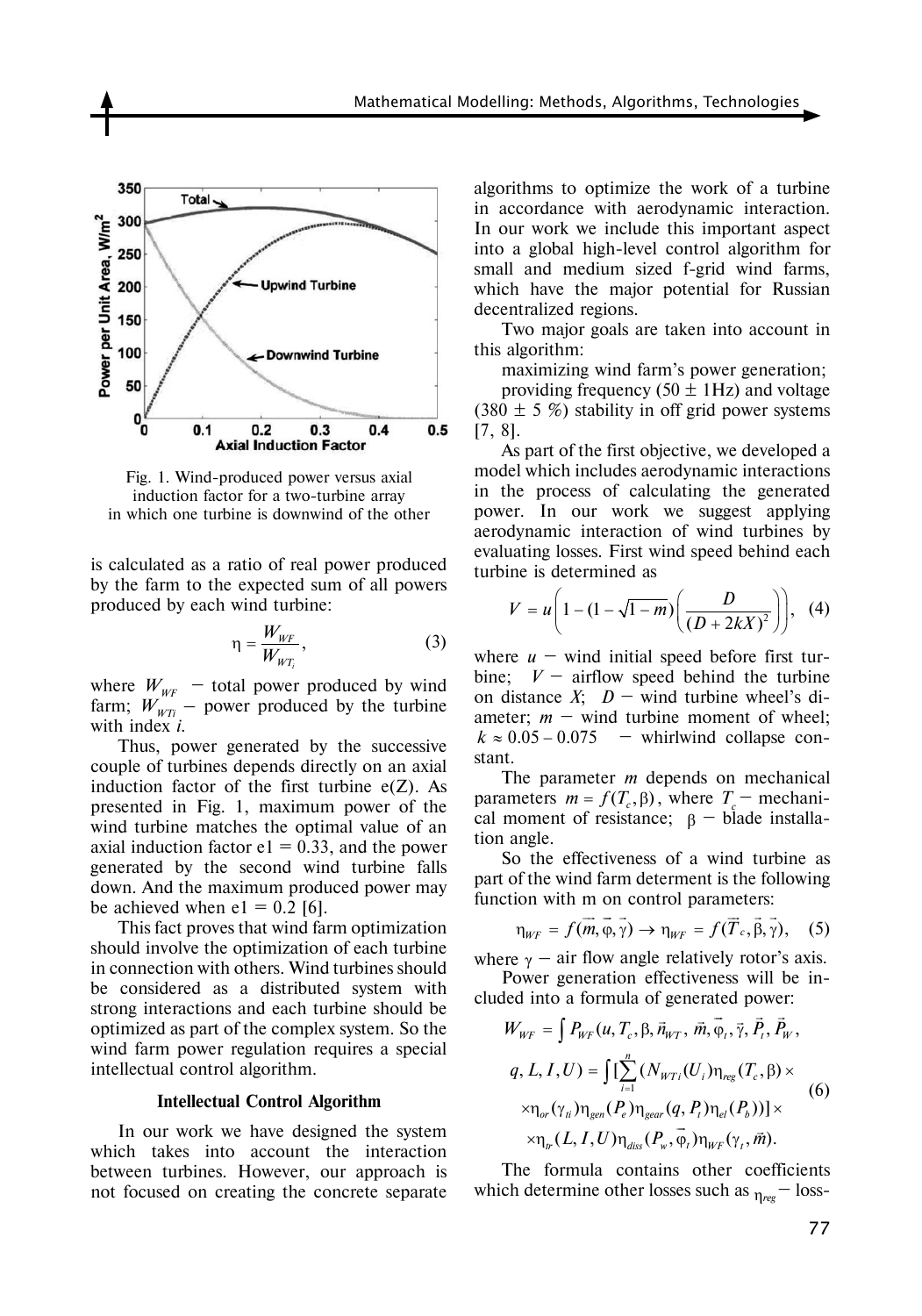Fig. 1. Wind-produced power versus axial induction factor for a two-turbine array in which one turbine is downwind of the other

is calculated as a ratio of real power produced by the farm to the expected sum of all powers produced by each wind turbine:

$$\eta = \frac{W_{WF}}{W_{WT_i}}, \quad (3)$$

where $W_{WF}$ – total power produced by wind farm; $W_{WTi}$ – power produced by the turbine with index $i$.

Thus, power generated by the successive couple of turbines depends directly on an axial induction factor of the first turbine e(Z). As presented in Fig. 1, maximum power of the wind turbine matches the optimal value of an axial induction factor e1 = 0.33, and the power generated by the second wind turbine falls down. And the maximum produced power may be achieved when e1 = 0.2 [6].

This fact proves that wind farm optimization should involve the optimization of each turbine in connection with others. Wind turbines should be considered as a distributed system with strong interactions and each turbine should be optimized as part of the complex system. So the wind farm power regulation requires a special intellectual control algorithm.

### Intellectual Control Algorithm

In our work we have designed the system which takes into account the interaction between turbines. However, our approach is not focused on creating the concrete separate algorithms to optimize the work of a turbine in accordance with aerodynamic interaction. In our work we include this important aspect into a global high-level control algorithm for small and medium sized f-grid wind farms, which have the major potential for Russian decentralized regions.

Two major goals are taken into account in this algorithm:

maximizing wind farm's power generation;

providing frequency (50 ± 1Hz) and voltage (380 ± 5 %) stability in off grid power systems [7, 8].

As part of the first objective, we developed a model which includes aerodynamic interactions in the process of calculating the generated power. In our work we suggest applying aerodynamic interaction of wind turbines by evaluating losses. First wind speed behind each turbine is determined as

$$V = u\left(1 - (1 - \sqrt{1 - m})\left(\frac{D}{(D + 2kX)^2}\right)\right), \quad (4)$$

where $u$ – wind initial speed before first turbine; $V$ – airflow speed behind the turbine on distance $X$; $D$ – wind turbine wheel's diameter; $m$ – wind turbine moment of wheel; $k \approx 0.05 - 0.075$ – whirlwind collapse constant.

The parameter $m$ depends on mechanical parameters $m = f(T_c, \beta)$, where $T_c$ – mechanical moment of resistance; $\beta$ – blade installation angle.

So the effectiveness of a wind turbine as part of the wind farm determent is the following function with m on control parameters:

$$\eta_{WF} = f(\vec{m}, \vec{\varphi}, \vec{\gamma}) \rightarrow \eta_{WF} = f(\vec{T}_c, \vec{\beta}, \vec{\gamma}), \quad (5)$$

where $\gamma$ – air flow angle relatively rotor's axis.

Power generation effectiveness will be included into a formula of generated power:

$$\begin{gathered} W_{WF} = \int P_{WF}(u, T_c, \beta, \vec{n}_{WT}, \vec{m}, \vec{\varphi}_t, \vec{\gamma}, \vec{P}_t, \vec{P}_W, \\ q, L, I, U) = \int [\sum_{i=1}^{n} (N_{WTi}(U_i)\eta_{reg}(T_c, \beta) \times \\ \times \eta_{or}(\gamma_{ti})\eta_{gen}(P_e)\eta_{gear}(q, P_t)\eta_{el}(P_b))] \times \\ \times \eta_{tr}(L, I, U)\eta_{diss}(P_w, \vec{\varphi}_t)\eta_{WF}(\gamma_t, \vec{m}). \end{gathered} \quad (6)$$

The formula contains other coefficients which determine other losses such as $\eta_{reg}$ – loss-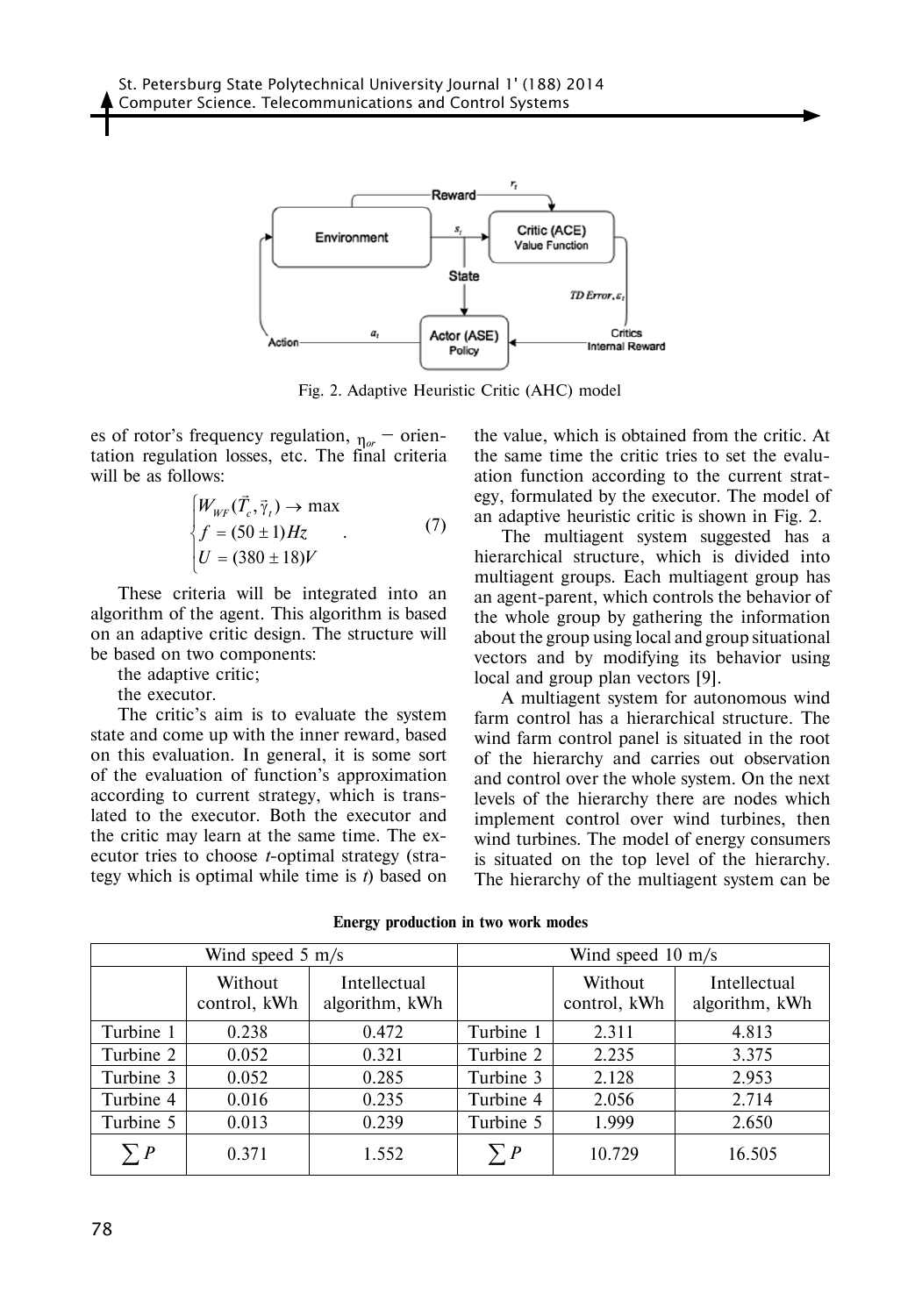Fig. 2. Adaptive Heuristic Critic (AHC) model

es of rotor's frequency regulation, $\eta_{or}$ – orientation regulation losses, etc. The final criteria will be as follows:

$$\begin{cases} W_{WF}(\vec{T}_c, \vec{\gamma}_t) \to \max \\ f = (50 \pm 1)Hz \\ U = (380 \pm 18)V \end{cases} . \quad (7)$$

These criteria will be integrated into an algorithm of the agent. This algorithm is based on an adaptive critic design. The structure will be based on two components:

the adaptive critic;

the executor.

The critic's aim is to evaluate the system state and come up with the inner reward, based on this evaluation. In general, it is some sort of the evaluation of function's approximation according to current strategy, which is translated to the executor. Both the executor and the critic may learn at the same time. The executor tries to choose *t*-optimal strategy (strategy which is optimal while time is *t*) based on the value, which is obtained from the critic. At the same time the critic tries to set the evaluation function according to the current strategy, formulated by the executor. The model of an adaptive heuristic critic is shown in Fig. 2.

The multiagent system suggested has a hierarchical structure, which is divided into multiagent groups. Each multiagent group has an agent-parent, which controls the behavior of the whole group by gathering the information about the group using local and group situational vectors and by modifying its behavior using local and group plan vectors [9].

A multiagent system for autonomous wind farm control has a hierarchical structure. The wind farm control panel is situated in the root of the hierarchy and carries out observation and control over the whole system. On the next levels of the hierarchy there are nodes which implement control over wind turbines, then wind turbines. The model of energy consumers is situated on the top level of the hierarchy. The hierarchy of the multiagent system can be

**Energy production in two work modes**

| Wind speed 5 m/s | | | Wind speed 10 m/s | | |
|---|---|---|---|---|---|
| | Without control, kWh | Intellectual algorithm, kWh | | Without control, kWh | Intellectual algorithm, kWh |
| Turbine 1 | 0.238 | 0.472 | Turbine 1 | 2.311 | 4.813 |
| Turbine 2 | 0.052 | 0.321 | Turbine 2 | 2.235 | 3.375 |
| Turbine 3 | 0.052 | 0.285 | Turbine 3 | 2.128 | 2.953 |
| Turbine 4 | 0.016 | 0.235 | Turbine 4 | 2.056 | 2.714 |
| Turbine 5 | 0.013 | 0.239 | Turbine 5 | 1.999 | 2.650 |
| $\sum P$ | 0.371 | 1.552 | $\sum P$ | 10.729 | 16.505 |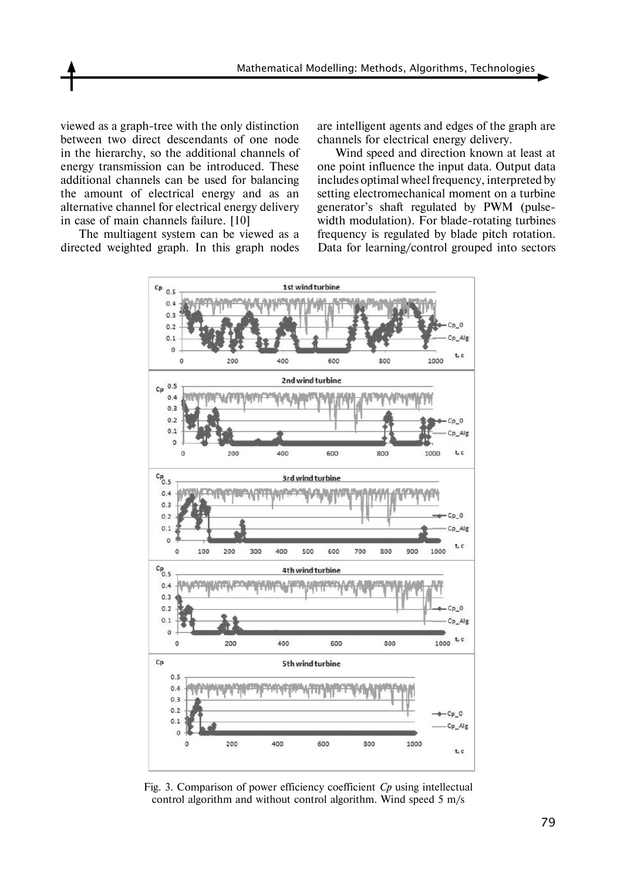viewed as a graph-tree with the only distinction between two direct descendants of one node in the hierarchy, so the additional channels of energy transmission can be introduced. These additional channels can be used for balancing the amount of electrical energy and as an alternative channel for electrical energy delivery in case of main channels failure. [10]

The multiagent system can be viewed as a directed weighted graph. In this graph nodes are intelligent agents and edges of the graph are channels for electrical energy delivery.

Wind speed and direction known at least at one point influence the input data. Output data includes optimal wheel frequency, interpreted by setting electromechanical moment on a turbine generator's shaft regulated by PWM (pulse-width modulation). For blade-rotating turbines frequency is regulated by blade pitch rotation. Data for learning/control grouped into sectors

Fig. 3. Comparison of power efficiency coefficient *Cp* using intellectual control algorithm and without control algorithm. Wind speed 5 m/s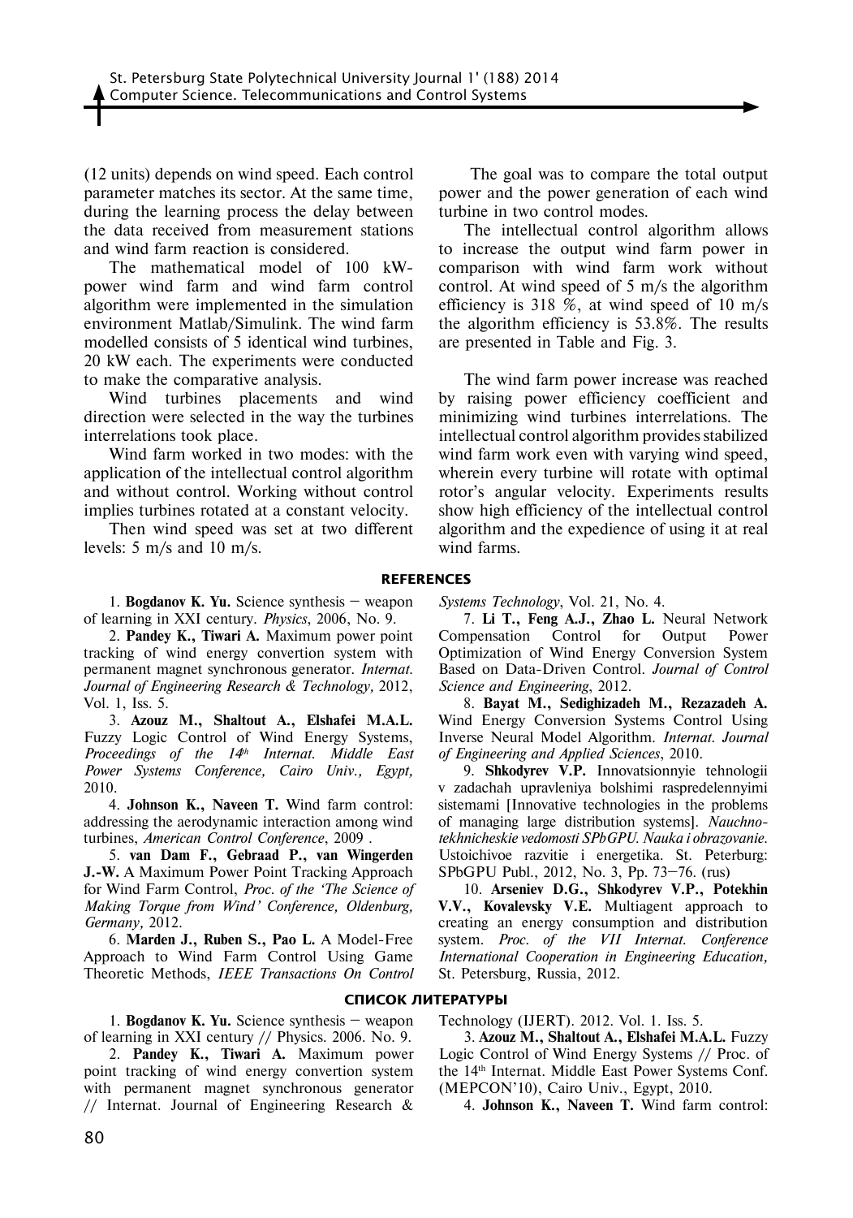(12 units) depends on wind speed. Each control parameter matches its sector. At the same time, during the learning process the delay between the data received from measurement stations and wind farm reaction is considered.

The mathematical model of 100 kW-power wind farm and wind farm control algorithm were implemented in the simulation environment Matlab/Simulink. The wind farm modelled consists of 5 identical wind turbines, 20 kW each. The experiments were conducted to make the comparative analysis.

Wind turbines placements and wind direction were selected in the way the turbines interrelations took place.

Wind farm worked in two modes: with the application of the intellectual control algorithm and without control. Working without control implies turbines rotated at a constant velocity.

Then wind speed was set at two different levels: 5 m/s and 10 m/s.

The goal was to compare the total output power and the power generation of each wind turbine in two control modes.

The intellectual control algorithm allows to increase the output wind farm power in comparison with wind farm work without control. At wind speed of 5 m/s the algorithm efficiency is 318 %, at wind speed of 10 m/s the algorithm efficiency is 53.8%. The results are presented in Table and Fig. 3.

The wind farm power increase was reached by raising power efficiency coefficient and minimizing wind turbines interrelations. The intellectual control algorithm provides stabilized wind farm work even with varying wind speed, wherein every turbine will rotate with optimal rotor's angular velocity. Experiments results show high efficiency of the intellectual control algorithm and the expedience of using it at real wind farms.

## REFERENCES

1. **Bogdanov K. Yu.** Science synthesis – weapon of learning in XXI century. *Physics*, 2006, No. 9.

2. **Pandey K., Tiwari A.** Maximum power point tracking of wind energy convertion system with permanent magnet synchronous generator. *Internat. Journal of Engineering Research & Technology*, 2012, Vol. 1, Iss. 5.

3. **Azouz M., Shaltout A., Elshafei M.A.L.** Fuzzy Logic Control of Wind Energy Systems, *Proceedings of the 14th Internat. Middle East Power Systems Conference, Cairo Univ., Egypt*, 2010.

4. **Johnson K., Naveen T.** Wind farm control: addressing the aerodynamic interaction among wind turbines, *American Control Conference*, 2009 .

5. **van Dam F., Gebraad P., van Wingerden J.-W.** A Maximum Power Point Tracking Approach for Wind Farm Control, *Proc. of the 'The Science of Making Torque from Wind' Conference, Oldenburg, Germany*, 2012.

6. **Marden J., Ruben S., Pao L.** A Model-Free Approach to Wind Farm Control Using Game Theoretic Methods, *IEEE Transactions On Control Systems Technology*, Vol. 21, No. 4.

7. **Li T., Feng A.J., Zhao L.** Neural Network Compensation Control for Output Power Optimization of Wind Energy Conversion System Based on Data-Driven Control. *Journal of Control Science and Engineering*, 2012.

8. **Bayat M., Sedighizadeh M., Rezazadeh A.** Wind Energy Conversion Systems Control Using Inverse Neural Model Algorithm. *Internat. Journal of Engineering and Applied Sciences*, 2010.

9. **Shkodyrev V.P.** Innovatsionnyie tehnologii v zadachah upravleniya bolshimi raspredelennyimi sistemami [Innovative technologies in the problems of managing large distribution systems]. *Nauchno-tekhnicheskie vedomosti SPbGPU. Nauka i obrazovanie.* Ustoichivoe razvitie i energetika. St. Peterburg: SPbGPU Publ., 2012, No. 3, Pp. 73–76. (rus)

10. **Arseniev D.G., Shkodyrev V.P., Potekhin V.V., Kovalevsky V.E.** Multiagent approach to creating an energy consumption and distribution system. *Proc. of the VII Internat. Conference International Cooperation in Engineering Education*, St. Petersburg, Russia, 2012.

## СПИСОК ЛИТЕРАТУРЫ

1. **Bogdanov K. Yu.** Science synthesis – weapon of learning in XXI century // Physics. 2006. No. 9.

2. **Pandey K., Tiwari A.** Maximum power point tracking of wind energy convertion system with permanent magnet synchronous generator // Internat. Journal of Engineering Research & Technology (IJERT). 2012. Vol. 1. Iss. 5.

3. **Azouz M., Shaltout A., Elshafei M.A.L.** Fuzzy Logic Control of Wind Energy Systems // Proc. of the 14th Internat. Middle East Power Systems Conf. (MEPCON'10), Cairo Univ., Egypt, 2010.

4. **Johnson K., Naveen T.** Wind farm control: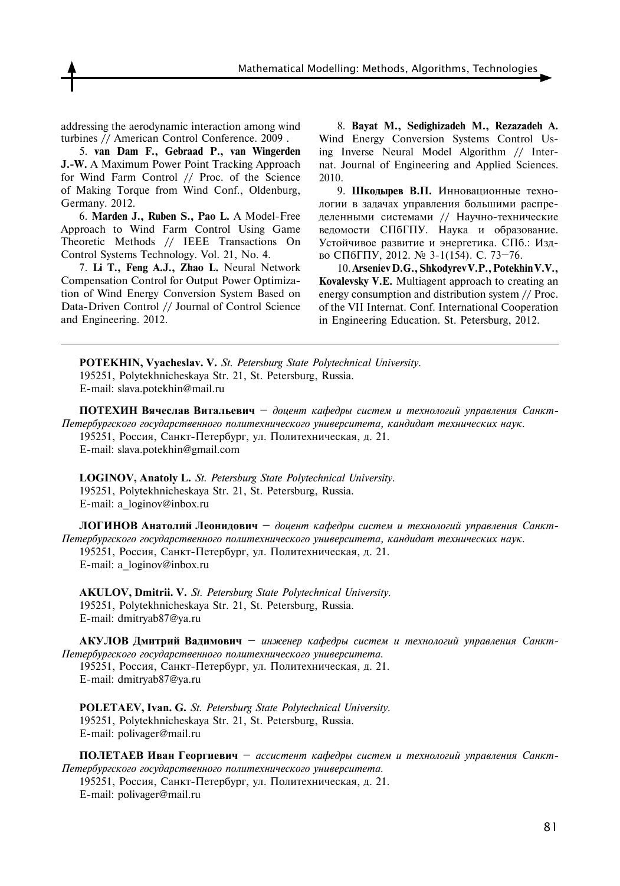addressing the aerodynamic interaction among wind turbines // American Control Conference. 2009 .

5. **van Dam F., Gebraad P., van Wingerden J.-W.** A Maximum Power Point Tracking Approach for Wind Farm Control // Proc. of the Science of Making Torque from Wind Conf., Oldenburg, Germany. 2012.

6. **Marden J., Ruben S., Pao L.** A Model-Free Approach to Wind Farm Control Using Game Theoretic Methods // IEEE Transactions On Control Systems Technology. Vol. 21, No. 4.

7. **Li T., Feng A.J., Zhao L.** Neural Network Compensation Control for Output Power Optimization of Wind Energy Conversion System Based on Data-Driven Control // Journal of Control Science and Engineering. 2012.

8. **Bayat M., Sedighizadeh M., Rezazadeh A.** Wind Energy Conversion Systems Control Using Inverse Neural Model Algorithm // Internat. Journal of Engineering and Applied Sciences. 2010.

9. **Шкодырев В.П.** Инновационные технологии в задачах управления большими распределенными системами // Научно-технические ведомости СПбГПУ. Наука и образование. Устойчивое развитие и энергетика. СПб.: Изд-во СПбГПУ, 2012. № 3-1(154). С. 73–76.

10. **Arseniev D.G., Shkodyrev V.P., Potekhin V.V., Kovalevsky V.E.** Multiagent approach to creating an energy consumption and distribution system // Proc. of the VII Internat. Conf. International Cooperation in Engineering Education. St. Petersburg, 2012.

---

**POTEKHIN, Vyacheslav. V.** *St. Petersburg State Polytechnical University.*
195251, Polytekhnicheskaya Str. 21, St. Petersburg, Russia.
E-mail: slava.potekhin@mail.ru

**ПОТЕХИН Вячеслав Витальевич** – *доцент кафедры систем и технологий управления Санкт-Петербургского государственного политехнического университета, кандидат технических наук.*
195251, Россия, Санкт-Петербург, ул. Политехническая, д. 21.
E-mail: slava.potekhin@gmail.com

**LOGINOV, Anatoly L.** *St. Petersburg State Polytechnical University.*
195251, Polytekhnicheskaya Str. 21, St. Petersburg, Russia.
E-mail: a_loginov@inbox.ru

**ЛОГИНОВ Анатолий Леонидович** – *доцент кафедры систем и технологий управления Санкт-Петербургского государственного политехнического университета, кандидат технических наук.*
195251, Россия, Санкт-Петербург, ул. Политехническая, д. 21.
E-mail: a_loginov@inbox.ru

**AKULOV, Dmitrii. V.** *St. Petersburg State Polytechnical University.*
195251, Polytekhnicheskaya Str. 21, St. Petersburg, Russia.
E-mail: dmitryab87@ya.ru

**АКУЛОВ Дмитрий Вадимович** – *инженер кафедры систем и технологий управления Санкт-Петербургского государственного политехнического университета.*
195251, Россия, Санкт-Петербург, ул. Политехническая, д. 21.
E-mail: dmitryab87@ya.ru

**POLETAEV, Ivan. G.** *St. Petersburg State Polytechnical University.*
195251, Polytekhnicheskaya Str. 21, St. Petersburg, Russia.
E-mail: polivager@mail.ru

**ПОЛЕТАЕВ Иван Георгиевич** – *ассистент кафедры систем и технологий управления Санкт-Петербургского государственного политехнического университета.*
195251, Россия, Санкт-Петербург, ул. Политехническая, д. 21.
E-mail: polivager@mail.ru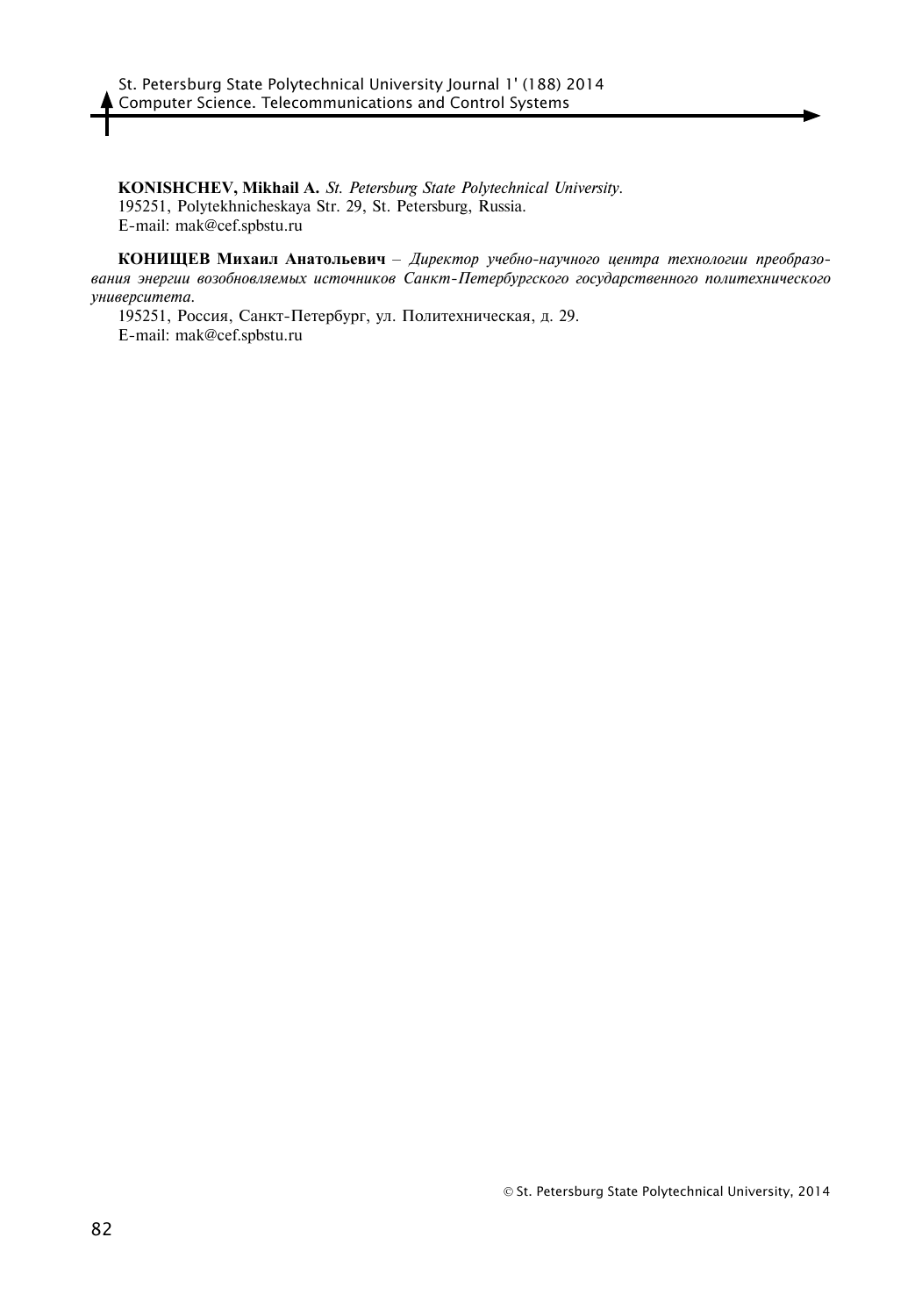**KONISHCHEV, Mikhail A.** *St. Petersburg State Polytechnical University.*
195251, Polytekhnicheskaya Str. 29, St. Petersburg, Russia.
E-mail: mak@cef.spbstu.ru

**КОНИЩЕВ Михаил Анатольевич** – *Директор учебно-научного центра технологии преобразования энергии возобновляемых источников Санкт-Петербургского государственного политехнического университета.*
195251, Россия, Санкт-Петербург, ул. Политехническая, д. 29.
E-mail: mak@cef.spbstu.ru

© St. Petersburg State Polytechnical University, 2014